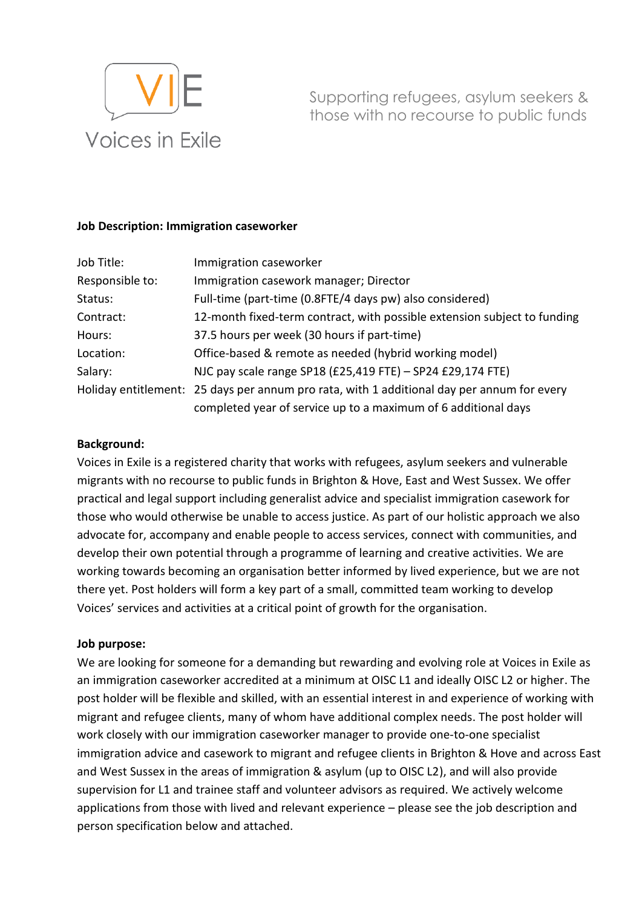VIE

Voices in Exile

Supporting refugees, asylum seekers & those with no recourse to public funds

**Job Description: Immigration caseworker**

| | |
|---|---|
| Job Title: | Immigration caseworker |
| Responsible to: | Immigration casework manager; Director |
| Status: | Full-time (part-time (0.8FTE/4 days pw) also considered) |
| Contract: | 12-month fixed-term contract, with possible extension subject to funding |
| Hours: | 37.5 hours per week (30 hours if part-time) |
| Location: | Office-based & remote as needed (hybrid working model) |
| Salary: | NJC pay scale range SP18 (£25,419 FTE) – SP24 £29,174 FTE) |
| Holiday entitlement: | 25 days per annum pro rata, with 1 additional day per annum for every completed year of service up to a maximum of 6 additional days |

**Background:**

Voices in Exile is a registered charity that works with refugees, asylum seekers and vulnerable migrants with no recourse to public funds in Brighton & Hove, East and West Sussex. We offer practical and legal support including generalist advice and specialist immigration casework for those who would otherwise be unable to access justice. As part of our holistic approach we also advocate for, accompany and enable people to access services, connect with communities, and develop their own potential through a programme of learning and creative activities. We are working towards becoming an organisation better informed by lived experience, but we are not there yet. Post holders will form a key part of a small, committed team working to develop Voices' services and activities at a critical point of growth for the organisation.

**Job purpose:**

We are looking for someone for a demanding but rewarding and evolving role at Voices in Exile as an immigration caseworker accredited at a minimum at OISC L1 and ideally OISC L2 or higher. The post holder will be flexible and skilled, with an essential interest in and experience of working with migrant and refugee clients, many of whom have additional complex needs. The post holder will work closely with our immigration caseworker manager to provide one-to-one specialist immigration advice and casework to migrant and refugee clients in Brighton & Hove and across East and West Sussex in the areas of immigration & asylum (up to OISC L2), and will also provide supervision for L1 and trainee staff and volunteer advisors as required. We actively welcome applications from those with lived and relevant experience – please see the job description and person specification below and attached.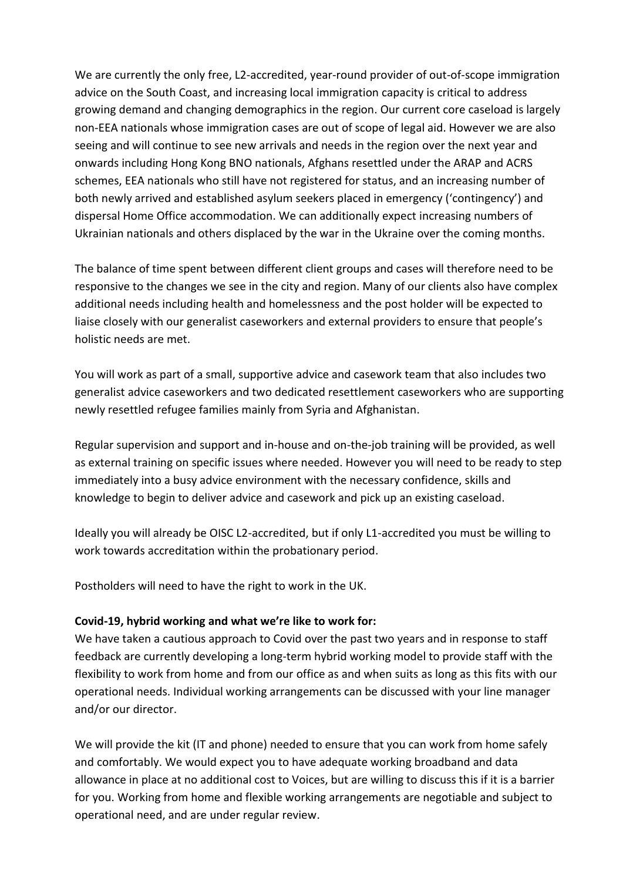We are currently the only free, L2-accredited, year-round provider of out-of-scope immigration advice on the South Coast, and increasing local immigration capacity is critical to address growing demand and changing demographics in the region. Our current core caseload is largely non-EEA nationals whose immigration cases are out of scope of legal aid. However we are also seeing and will continue to see new arrivals and needs in the region over the next year and onwards including Hong Kong BNO nationals, Afghans resettled under the ARAP and ACRS schemes, EEA nationals who still have not registered for status, and an increasing number of both newly arrived and established asylum seekers placed in emergency ('contingency') and dispersal Home Office accommodation. We can additionally expect increasing numbers of Ukrainian nationals and others displaced by the war in the Ukraine over the coming months.

The balance of time spent between different client groups and cases will therefore need to be responsive to the changes we see in the city and region. Many of our clients also have complex additional needs including health and homelessness and the post holder will be expected to liaise closely with our generalist caseworkers and external providers to ensure that people's holistic needs are met.

You will work as part of a small, supportive advice and casework team that also includes two generalist advice caseworkers and two dedicated resettlement caseworkers who are supporting newly resettled refugee families mainly from Syria and Afghanistan.

Regular supervision and support and in-house and on-the-job training will be provided, as well as external training on specific issues where needed. However you will need to be ready to step immediately into a busy advice environment with the necessary confidence, skills and knowledge to begin to deliver advice and casework and pick up an existing caseload.

Ideally you will already be OISC L2-accredited, but if only L1-accredited you must be willing to work towards accreditation within the probationary period.

Postholders will need to have the right to work in the UK.

**Covid-19, hybrid working and what we're like to work for:**

We have taken a cautious approach to Covid over the past two years and in response to staff feedback are currently developing a long-term hybrid working model to provide staff with the flexibility to work from home and from our office as and when suits as long as this fits with our operational needs. Individual working arrangements can be discussed with your line manager and/or our director.

We will provide the kit (IT and phone) needed to ensure that you can work from home safely and comfortably. We would expect you to have adequate working broadband and data allowance in place at no additional cost to Voices, but are willing to discuss this if it is a barrier for you. Working from home and flexible working arrangements are negotiable and subject to operational need, and are under regular review.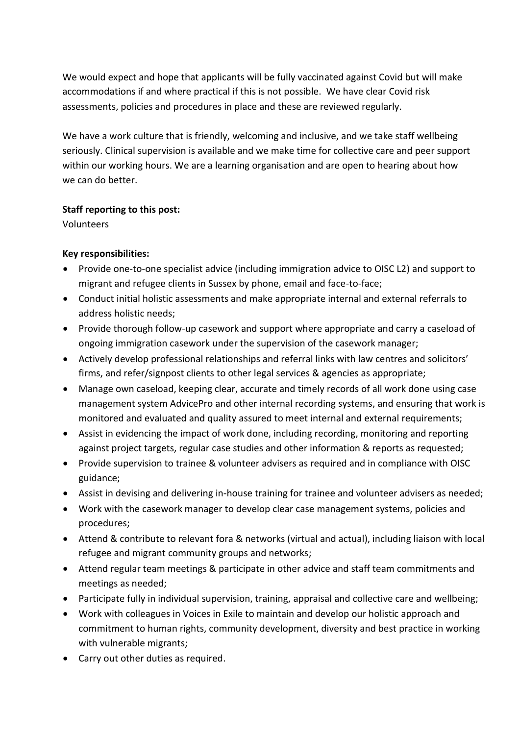We would expect and hope that applicants will be fully vaccinated against Covid but will make accommodations if and where practical if this is not possible. We have clear Covid risk assessments, policies and procedures in place and these are reviewed regularly.

We have a work culture that is friendly, welcoming and inclusive, and we take staff wellbeing seriously. Clinical supervision is available and we make time for collective care and peer support within our working hours. We are a learning organisation and are open to hearing about how we can do better.

**Staff reporting to this post:**
Volunteers

**Key responsibilities:**

- Provide one-to-one specialist advice (including immigration advice to OISC L2) and support to migrant and refugee clients in Sussex by phone, email and face-to-face;
- Conduct initial holistic assessments and make appropriate internal and external referrals to address holistic needs;
- Provide thorough follow-up casework and support where appropriate and carry a caseload of ongoing immigration casework under the supervision of the casework manager;
- Actively develop professional relationships and referral links with law centres and solicitors' firms, and refer/signpost clients to other legal services & agencies as appropriate;
- Manage own caseload, keeping clear, accurate and timely records of all work done using case management system AdvicePro and other internal recording systems, and ensuring that work is monitored and evaluated and quality assured to meet internal and external requirements;
- Assist in evidencing the impact of work done, including recording, monitoring and reporting against project targets, regular case studies and other information & reports as requested;
- Provide supervision to trainee & volunteer advisers as required and in compliance with OISC guidance;
- Assist in devising and delivering in-house training for trainee and volunteer advisers as needed;
- Work with the casework manager to develop clear case management systems, policies and procedures;
- Attend & contribute to relevant fora & networks (virtual and actual), including liaison with local refugee and migrant community groups and networks;
- Attend regular team meetings & participate in other advice and staff team commitments and meetings as needed;
- Participate fully in individual supervision, training, appraisal and collective care and wellbeing;
- Work with colleagues in Voices in Exile to maintain and develop our holistic approach and commitment to human rights, community development, diversity and best practice in working with vulnerable migrants;
- Carry out other duties as required.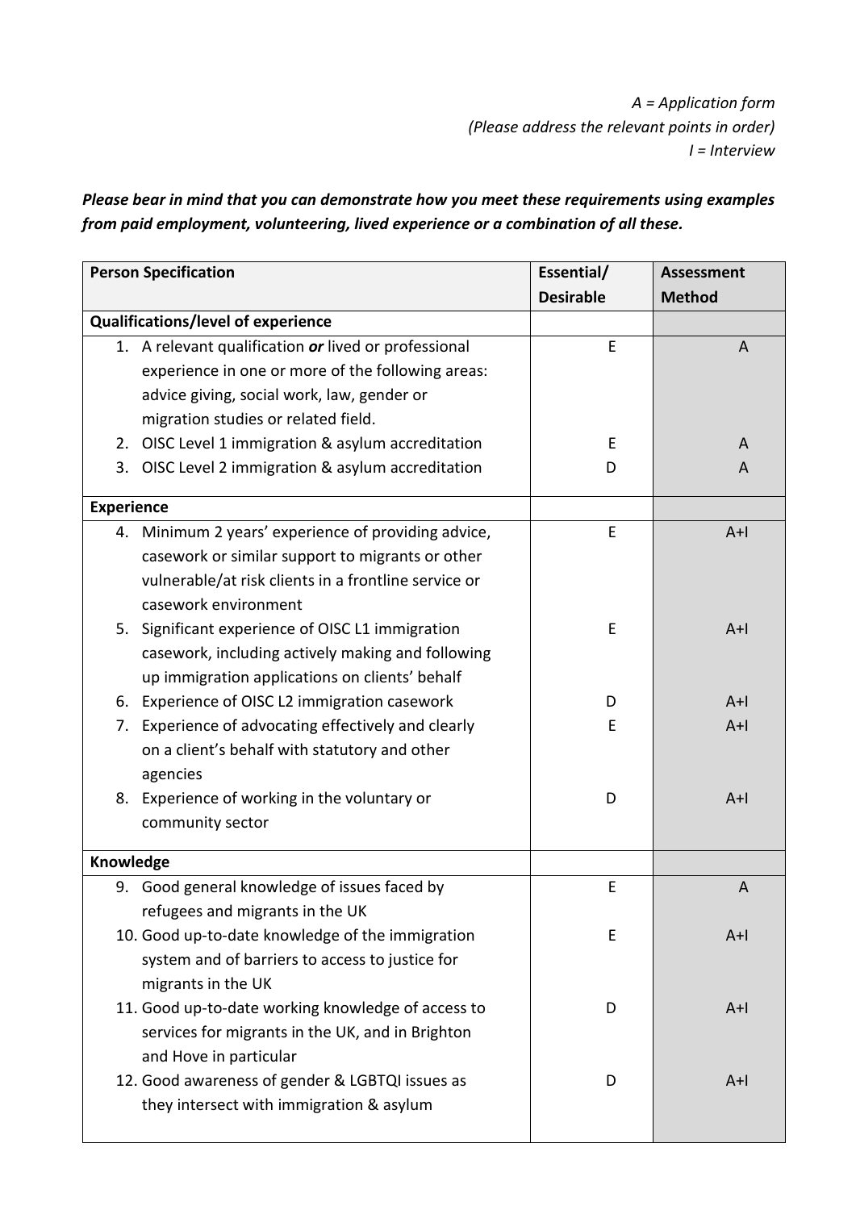*A = Application form*
*(Please address the relevant points in order)*
*I = Interview*

***Please bear in mind that you can demonstrate how you meet these requirements using examples from paid employment, volunteering, lived experience or a combination of all these.***

| **Person Specification** | **Essential/ Desirable** | **Assessment Method** |
|---|---|---|
| **Qualifications/level of experience** | | |
| 1. A relevant qualification ***or*** lived or professional experience in one or more of the following areas: advice giving, social work, law, gender or migration studies or related field. | E | A |
| 2. OISC Level 1 immigration & asylum accreditation | E | A |
| 3. OISC Level 2 immigration & asylum accreditation | D | A |
| **Experience** | | |
| 4. Minimum 2 years' experience of providing advice, casework or similar support to migrants or other vulnerable/at risk clients in a frontline service or casework environment | E | A+I |
| 5. Significant experience of OISC L1 immigration casework, including actively making and following up immigration applications on clients' behalf | E | A+I |
| 6. Experience of OISC L2 immigration casework | D | A+I |
| 7. Experience of advocating effectively and clearly on a client's behalf with statutory and other agencies | E | A+I |
| 8. Experience of working in the voluntary or community sector | D | A+I |
| **Knowledge** | | |
| 9. Good general knowledge of issues faced by refugees and migrants in the UK | E | A |
| 10. Good up-to-date knowledge of the immigration system and of barriers to access to justice for migrants in the UK | E | A+I |
| 11. Good up-to-date working knowledge of access to services for migrants in the UK, and in Brighton and Hove in particular | D | A+I |
| 12. Good awareness of gender & LGBTQI issues as they intersect with immigration & asylum | D | A+I |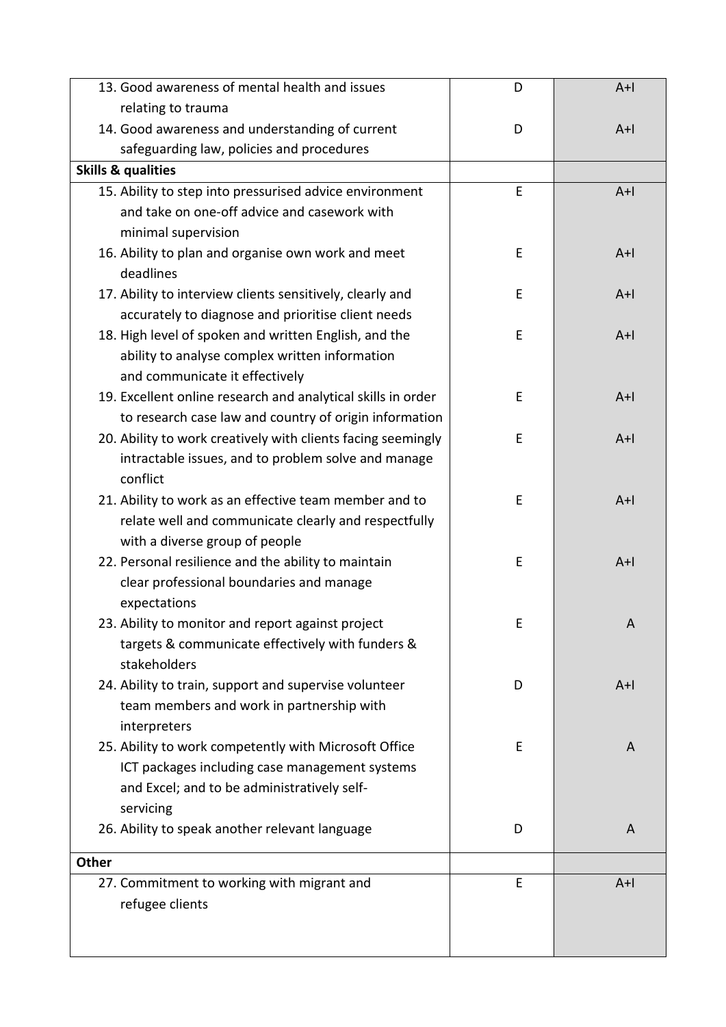| | | |
|---|---|---|
| 13. Good awareness of mental health and issues relating to trauma | D | A+I |
| 14. Good awareness and understanding of current safeguarding law, policies and procedures | D | A+I |
| **Skills & qualities** | | |
| 15. Ability to step into pressurised advice environment and take on one-off advice and casework with minimal supervision | E | A+I |
| 16. Ability to plan and organise own work and meet deadlines | E | A+I |
| 17. Ability to interview clients sensitively, clearly and accurately to diagnose and prioritise client needs | E | A+I |
| 18. High level of spoken and written English, and the ability to analyse complex written information and communicate it effectively | E | A+I |
| 19. Excellent online research and analytical skills in order to research case law and country of origin information | E | A+I |
| 20. Ability to work creatively with clients facing seemingly intractable issues, and to problem solve and manage conflict | E | A+I |
| 21. Ability to work as an effective team member and to relate well and communicate clearly and respectfully with a diverse group of people | E | A+I |
| 22. Personal resilience and the ability to maintain clear professional boundaries and manage expectations | E | A+I |
| 23. Ability to monitor and report against project targets & communicate effectively with funders & stakeholders | E | A |
| 24. Ability to train, support and supervise volunteer team members and work in partnership with interpreters | D | A+I |
| 25. Ability to work competently with Microsoft Office ICT packages including case management systems and Excel; and to be administratively self-servicing | E | A |
| 26. Ability to speak another relevant language | D | A |
| **Other** | | |
| 27. Commitment to working with migrant and refugee clients | E | A+I |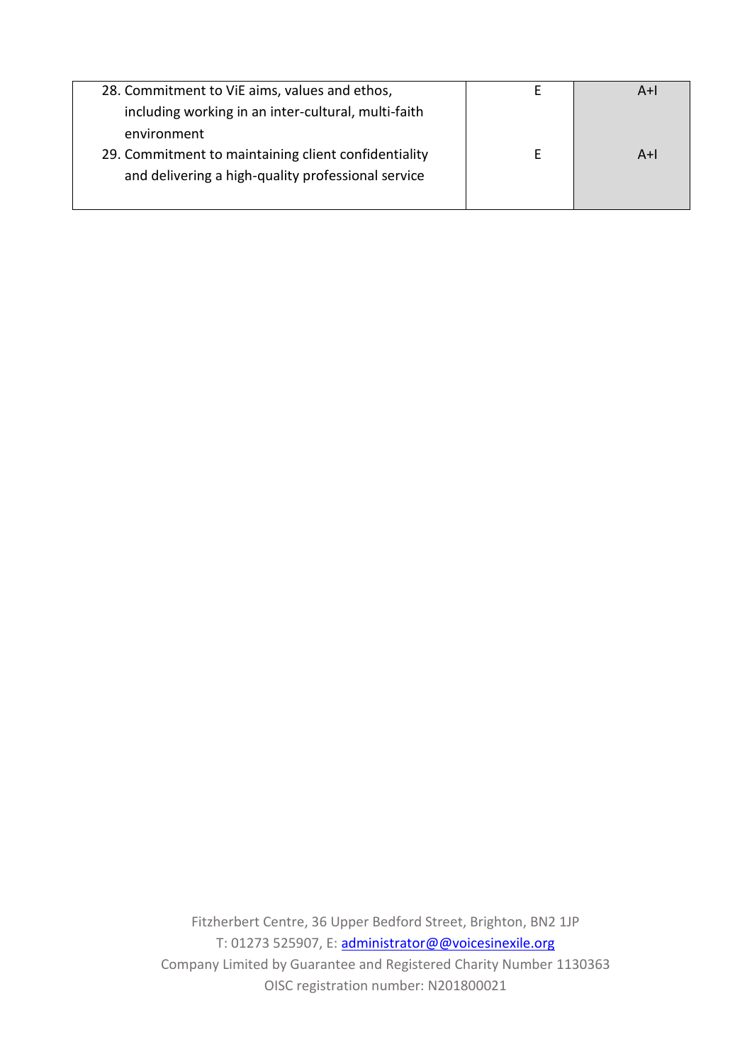| | | |
|---|---|---|
| 28. Commitment to ViE aims, values and ethos, including working in an inter-cultural, multi-faith environment | E | A+I |
| 29. Commitment to maintaining client confidentiality and delivering a high-quality professional service | E | A+I |

Fitzherbert Centre, 36 Upper Bedford Street, Brighton, BN2 1JP
T: 01273 525907, E: administrator@@voicesinexile.org
Company Limited by Guarantee and Registered Charity Number 1130363
OISC registration number: N201800021